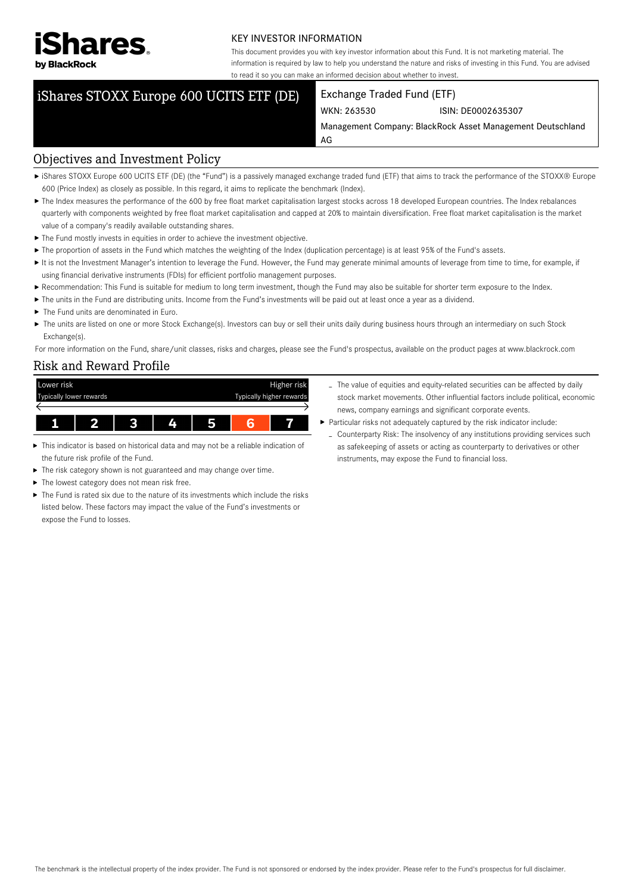iShares by BlackRock

KEY INVESTOR INFORMATION

This document provides you with key investor information about this Fund. It is not marketing material. The information is required by law to help you understand the nature and risks of investing in this Fund. You are advised to read it so you can make an informed decision about whether to invest.

# iShares STOXX Europe 600 UCITS ETF (DE)

Exchange Traded Fund (ETF)

WKN: 263530 ISIN: DE0002635307

Management Company: BlackRock Asset Management Deutschland AG

## Objectives and Investment Policy

- iShares STOXX Europe 600 UCITS ETF (DE) (the "Fund") is a passively managed exchange traded fund (ETF) that aims to track the performance of the STOXX® Europe 600 (Price Index) as closely as possible. In this regard, it aims to replicate the benchmark (Index).
- The Index measures the performance of the 600 by free float market capitalisation largest stocks across 18 developed European countries. The Index rebalances quarterly with components weighted by free float market capitalisation and capped at 20% to maintain diversification. Free float market capitalisation is the market value of a company's readily available outstanding shares.
- The Fund mostly invests in equities in order to achieve the investment objective.
- The proportion of assets in the Fund which matches the weighting of the Index (duplication percentage) is at least 95% of the Fund's assets.
- It is not the Investment Manager's intention to leverage the Fund. However, the Fund may generate minimal amounts of leverage from time to time, for example, if using financial derivative instruments (FDIs) for efficient portfolio management purposes.
- Recommendation: This Fund is suitable for medium to long term investment, though the Fund may also be suitable for shorter term exposure to the Index.
- The units in the Fund are distributing units. Income from the Fund's investments will be paid out at least once a year as a dividend.
- The Fund units are denominated in Euro.
- The units are listed on one or more Stock Exchange(s). Investors can buy or sell their units daily during business hours through an intermediary on such Stock Exchange(s).

For more information on the Fund, share/unit classes, risks and charges, please see the Fund's prospectus, available on the product pages at www.blackrock.com

## Risk and Reward Profile

| Lower risk | | | | | | Higher risk |
|---|---|---|---|---|---|---|
| Typically lower rewards | | | | | | Typically higher rewards |
| 1 | 2 | 3 | 4 | 5 | **6** | 7 |

- This indicator is based on historical data and may not be a reliable indication of the future risk profile of the Fund.
- The risk category shown is not guaranteed and may change over time.
- The lowest category does not mean risk free.
- The Fund is rated six due to the nature of its investments which include the risks listed below. These factors may impact the value of the Fund's investments or expose the Fund to losses.
  - The value of equities and equity-related securities can be affected by daily stock market movements. Other influential factors include political, economic news, company earnings and significant corporate events.
- Particular risks not adequately captured by the risk indicator include:
  - Counterparty Risk: The insolvency of any institutions providing services such as safekeeping of assets or acting as counterparty to derivatives or other instruments, may expose the Fund to financial loss.

The benchmark is the intellectual property of the index provider. The Fund is not sponsored or endorsed by the index provider. Please refer to the Fund's prospectus for full disclaimer.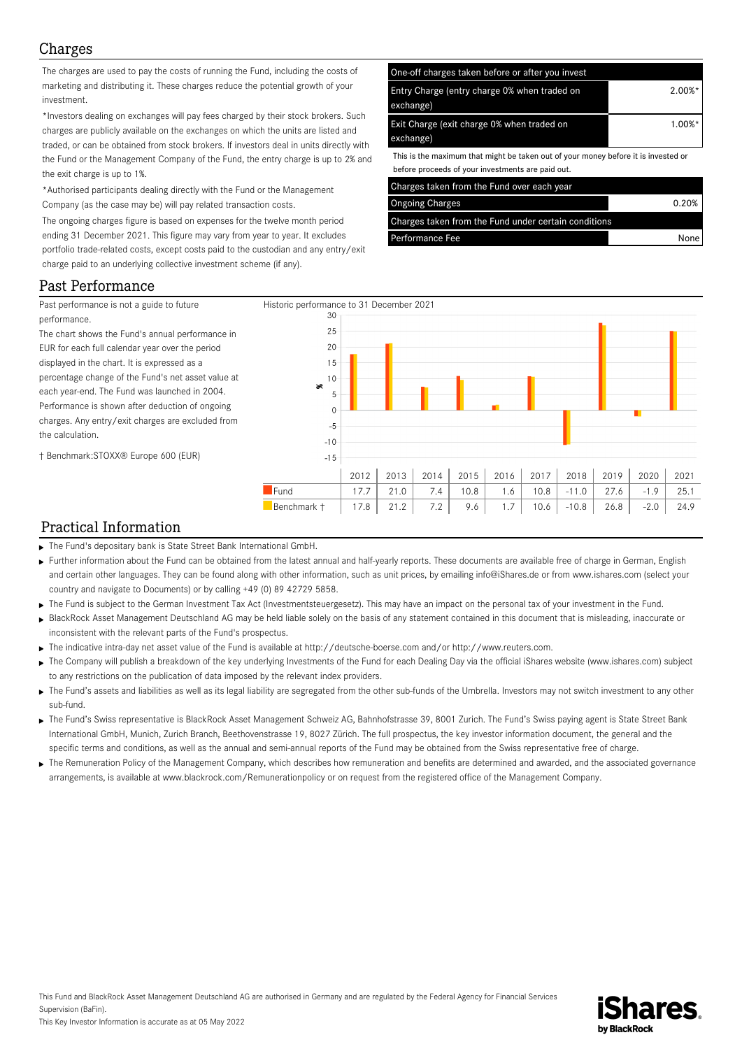## Charges

The charges are used to pay the costs of running the Fund, including the costs of marketing and distributing it. These charges reduce the potential growth of your investment.

*Investors dealing on exchanges will pay fees charged by their stock brokers. Such charges are publicly available on the exchanges on which the units are listed and traded, or can be obtained from stock brokers. If investors deal in units directly with the Fund or the Management Company of the Fund, the entry charge is up to 2% and the exit charge is up to 1%.

*Authorised participants dealing directly with the Fund or the Management Company (as the case may be) will pay related transaction costs.

The ongoing charges figure is based on expenses for the twelve month period ending 31 December 2021. This figure may vary from year to year. It excludes portfolio trade-related costs, except costs paid to the custodian and any entry/exit charge paid to an underlying collective investment scheme (if any).

| One-off charges taken before or after you invest | |
|---|---|
| Entry Charge (entry charge 0% when traded on exchange) | 2.00%* |
| Exit Charge (exit charge 0% when traded on exchange) | 1.00%* |

This is the maximum that might be taken out of your money before it is invested or before proceeds of your investments are paid out.

| Charges taken from the Fund over each year | |
|---|---|
| Ongoing Charges | 0.20% |
| **Charges taken from the Fund under certain conditions** | |
| Performance Fee | None |

## Past Performance

Past performance is not a guide to future performance.

The chart shows the Fund's annual performance in EUR for each full calendar year over the period displayed in the chart. It is expressed as a percentage change of the Fund's net asset value at each year-end. The Fund was launched in 2004.

Performance is shown after deduction of ongoing charges. Any entry/exit charges are excluded from the calculation.

† Benchmark:STOXX® Europe 600 (EUR)

Historic performance to 31 December 2021

30
25
20
15
10
5
0
-5
-10
-15

%

| | 2012 | 2013 | 2014 | 2015 | 2016 | 2017 | 2018 | 2019 | 2020 | 2021 |
|---|---|---|---|---|---|---|---|---|---|---|
| Fund | 17.7 | 21.0 | 7.4 | 10.8 | 1.6 | 10.8 | −11.0 | 27.6 | −1.9 | 25.1 |
| Benchmark † | 17.8 | 21.2 | 7.2 | 9.6 | 1.7 | 10.6 | −10.8 | 26.8 | −2.0 | 24.9 |

## Practical Information

- The Fund's depositary bank is State Street Bank International GmbH.
- Further information about the Fund can be obtained from the latest annual and half-yearly reports. These documents are available free of charge in German, English and certain other languages. They can be found along with other information, such as unit prices, by emailing info@iShares.de or from www.ishares.com (select your country and navigate to Documents) or by calling +49 (0) 89 42729 5858.
- The Fund is subject to the German Investment Tax Act (Investmentsteuergesetz). This may have an impact on the personal tax of your investment in the Fund.
- BlackRock Asset Management Deutschland AG may be held liable solely on the basis of any statement contained in this document that is misleading, inaccurate or inconsistent with the relevant parts of the Fund's prospectus.
- The indicative intra-day net asset value of the Fund is available at http://deutsche-boerse.com and/or http://www.reuters.com.
- The Company will publish a breakdown of the key underlying Investments of the Fund for each Dealing Day via the official iShares website (www.ishares.com) subject to any restrictions on the publication of data imposed by the relevant index providers.
- The Fund's assets and liabilities as well as its legal liability are segregated from the other sub-funds of the Umbrella. Investors may not switch investment to any other sub-fund.
- The Fund's Swiss representative is BlackRock Asset Management Schweiz AG, Bahnhofstrasse 39, 8001 Zurich. The Fund's Swiss paying agent is State Street Bank International GmbH, Munich, Zurich Branch, Beethovenstrasse 19, 8027 Zürich. The full prospectus, the key investor information document, the general and the specific terms and conditions, as well as the annual and semi-annual reports of the Fund may be obtained from the Swiss representative free of charge.
- The Remuneration Policy of the Management Company, which describes how remuneration and benefits are determined and awarded, and the associated governance arrangements, is available at www.blackrock.com/Remunerationpolicy or on request from the registered office of the Management Company.

This Fund and BlackRock Asset Management Deutschland AG are authorised in Germany and are regulated by the Federal Agency for Financial Services Supervision (BaFin).

This Key Investor Information is accurate as at 05 May 2022

iShares by BlackRock